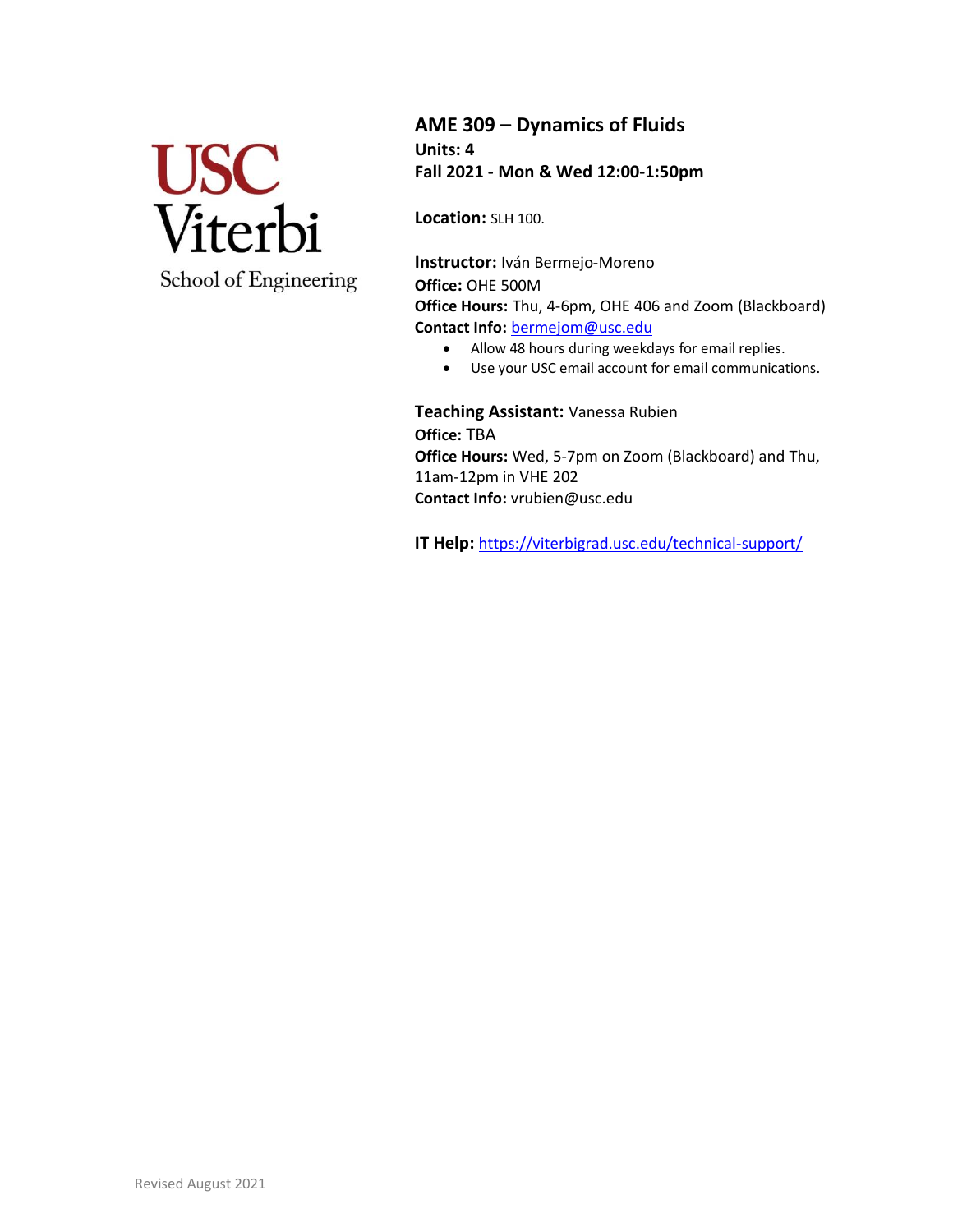USC Viterbi
School of Engineering

# AME 309 – Dynamics of Fluids

**Units: 4**
**Fall 2021 - Mon & Wed 12:00-1:50pm**

**Location:** SLH 100.

**Instructor:** Iván Bermejo-Moreno
**Office:** OHE 500M
**Office Hours:** Thu, 4-6pm, OHE 406 and Zoom (Blackboard)
**Contact Info:** bermejom@usc.edu

- Allow 48 hours during weekdays for email replies.
- Use your USC email account for email communications.

**Teaching Assistant:** Vanessa Rubien
**Office:** TBA
**Office Hours:** Wed, 5-7pm on Zoom (Blackboard) and Thu, 11am-12pm in VHE 202
**Contact Info:** vrubien@usc.edu

**IT Help:** https://viterbigrad.usc.edu/technical-support/

Revised August 2021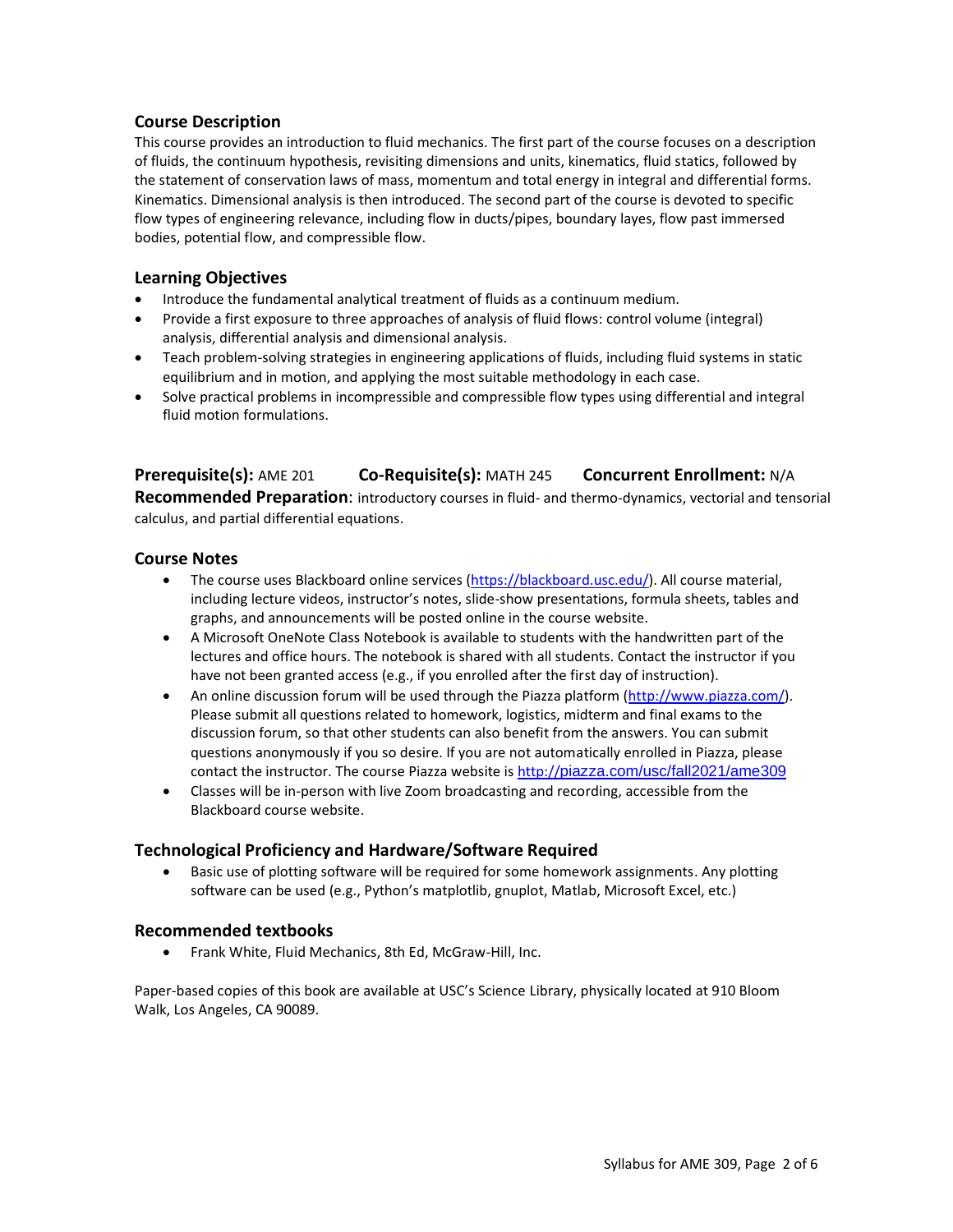## Course Description

This course provides an introduction to fluid mechanics. The first part of the course focuses on a description of fluids, the continuum hypothesis, revisiting dimensions and units, kinematics, fluid statics, followed by the statement of conservation laws of mass, momentum and total energy in integral and differential forms. Kinematics. Dimensional analysis is then introduced. The second part of the course is devoted to specific flow types of engineering relevance, including flow in ducts/pipes, boundary layes, flow past immersed bodies, potential flow, and compressible flow.

## Learning Objectives

- Introduce the fundamental analytical treatment of fluids as a continuum medium.
- Provide a first exposure to three approaches of analysis of fluid flows: control volume (integral) analysis, differential analysis and dimensional analysis.
- Teach problem-solving strategies in engineering applications of fluids, including fluid systems in static equilibrium and in motion, and applying the most suitable methodology in each case.
- Solve practical problems in incompressible and compressible flow types using differential and integral fluid motion formulations.

**Prerequisite(s):** AME 201 **Co-Requisite(s):** MATH 245 **Concurrent Enrollment:** N/A
**Recommended Preparation**: introductory courses in fluid- and thermo-dynamics, vectorial and tensorial calculus, and partial differential equations.

## Course Notes

- The course uses Blackboard online services (https://blackboard.usc.edu/). All course material, including lecture videos, instructor's notes, slide-show presentations, formula sheets, tables and graphs, and announcements will be posted online in the course website.
- A Microsoft OneNote Class Notebook is available to students with the handwritten part of the lectures and office hours. The notebook is shared with all students. Contact the instructor if you have not been granted access (e.g., if you enrolled after the first day of instruction).
- An online discussion forum will be used through the Piazza platform (http://www.piazza.com/). Please submit all questions related to homework, logistics, midterm and final exams to the discussion forum, so that other students can also benefit from the answers. You can submit questions anonymously if you so desire. If you are not automatically enrolled in Piazza, please contact the instructor. The course Piazza website is http://piazza.com/usc/fall2021/ame309
- Classes will be in-person with live Zoom broadcasting and recording, accessible from the Blackboard course website.

## Technological Proficiency and Hardware/Software Required

- Basic use of plotting software will be required for some homework assignments. Any plotting software can be used (e.g., Python's matplotlib, gnuplot, Matlab, Microsoft Excel, etc.)

## Recommended textbooks

- Frank White, Fluid Mechanics, 8th Ed, McGraw-Hill, Inc.

Paper-based copies of this book are available at USC's Science Library, physically located at 910 Bloom Walk, Los Angeles, CA 90089.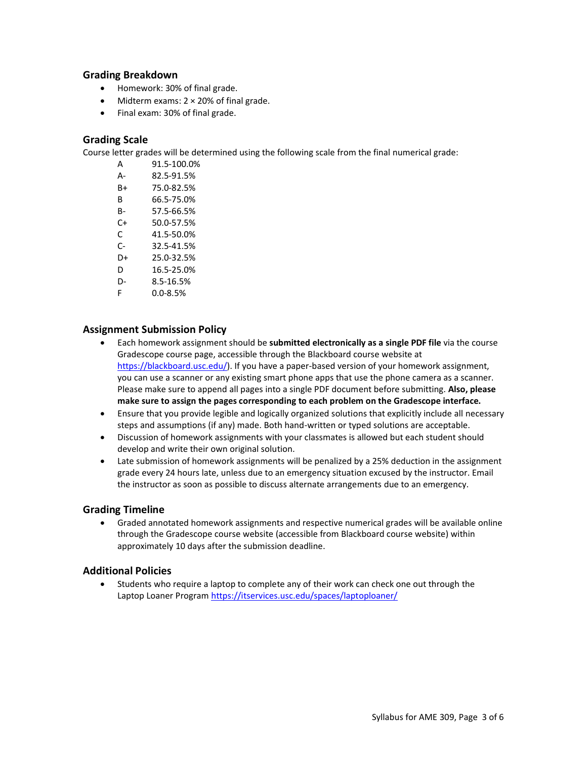## Grading Breakdown

- Homework: 30% of final grade.
- Midterm exams: 2 × 20% of final grade.
- Final exam: 30% of final grade.

## Grading Scale

Course letter grades will be determined using the following scale from the final numerical grade:

| | |
|---|---|
| A | 91.5-100.0% |
| A- | 82.5-91.5% |
| B+ | 75.0-82.5% |
| B | 66.5-75.0% |
| B- | 57.5-66.5% |
| C+ | 50.0-57.5% |
| C | 41.5-50.0% |
| C- | 32.5-41.5% |
| D+ | 25.0-32.5% |
| D | 16.5-25.0% |
| D- | 8.5-16.5% |
| F | 0.0-8.5% |

## Assignment Submission Policy

- Each homework assignment should be **submitted electronically as a single PDF file** via the course Gradescope course page, accessible through the Blackboard course website at https://blackboard.usc.edu/). If you have a paper-based version of your homework assignment, you can use a scanner or any existing smart phone apps that use the phone camera as a scanner. Please make sure to append all pages into a single PDF document before submitting. **Also, please make sure to assign the pages corresponding to each problem on the Gradescope interface.**
- Ensure that you provide legible and logically organized solutions that explicitly include all necessary steps and assumptions (if any) made. Both hand-written or typed solutions are acceptable.
- Discussion of homework assignments with your classmates is allowed but each student should develop and write their own original solution.
- Late submission of homework assignments will be penalized by a 25% deduction in the assignment grade every 24 hours late, unless due to an emergency situation excused by the instructor. Email the instructor as soon as possible to discuss alternate arrangements due to an emergency.

## Grading Timeline

- Graded annotated homework assignments and respective numerical grades will be available online through the Gradescope course website (accessible from Blackboard course website) within approximately 10 days after the submission deadline.

## Additional Policies

- Students who require a laptop to complete any of their work can check one out through the Laptop Loaner Program https://itservices.usc.edu/spaces/laptoploaner/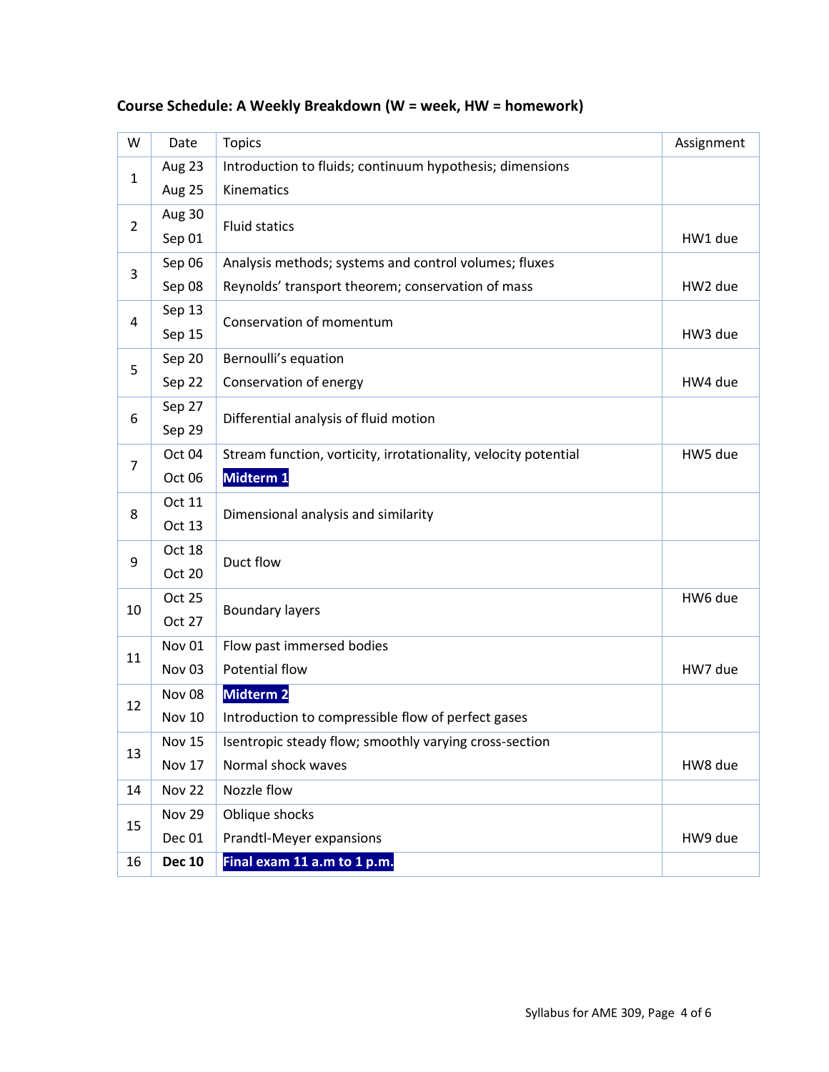**Course Schedule: A Weekly Breakdown (W = week, HW = homework)**

| W | Date | Topics | Assignment |
|---|---|---|---|
| 1 | Aug 23 | Introduction to fluids; continuum hypothesis; dimensions | |
| | Aug 25 | Kinematics | |
| 2 | Aug 30 | Fluid statics | |
| | Sep 01 | | HW1 due |
| 3 | Sep 06 | Analysis methods; systems and control volumes; fluxes | |
| | Sep 08 | Reynolds' transport theorem; conservation of mass | HW2 due |
| 4 | Sep 13 | Conservation of momentum | |
| | Sep 15 | | HW3 due |
| 5 | Sep 20 | Bernoulli's equation | |
| | Sep 22 | Conservation of energy | HW4 due |
| 6 | Sep 27 | Differential analysis of fluid motion | |
| | Sep 29 | | |
| 7 | Oct 04 | Stream function, vorticity, irrotationality, velocity potential | HW5 due |
| | Oct 06 | **Midterm 1** | |
| 8 | Oct 11 | Dimensional analysis and similarity | |
| | Oct 13 | | |
| 9 | Oct 18 | Duct flow | |
| | Oct 20 | | |
| 10 | Oct 25 | Boundary layers | HW6 due |
| | Oct 27 | | |
| 11 | Nov 01 | Flow past immersed bodies | |
| | Nov 03 | Potential flow | HW7 due |
| 12 | Nov 08 | **Midterm 2** | |
| | Nov 10 | Introduction to compressible flow of perfect gases | |
| 13 | Nov 15 | Isentropic steady flow; smoothly varying cross-section | |
| | Nov 17 | Normal shock waves | HW8 due |
| 14 | Nov 22 | Nozzle flow | |
| 15 | Nov 29 | Oblique shocks | |
| | Dec 01 | Prandtl-Meyer expansions | HW9 due |
| 16 | **Dec 10** | **Final exam 11 a.m to 1 p.m.** | |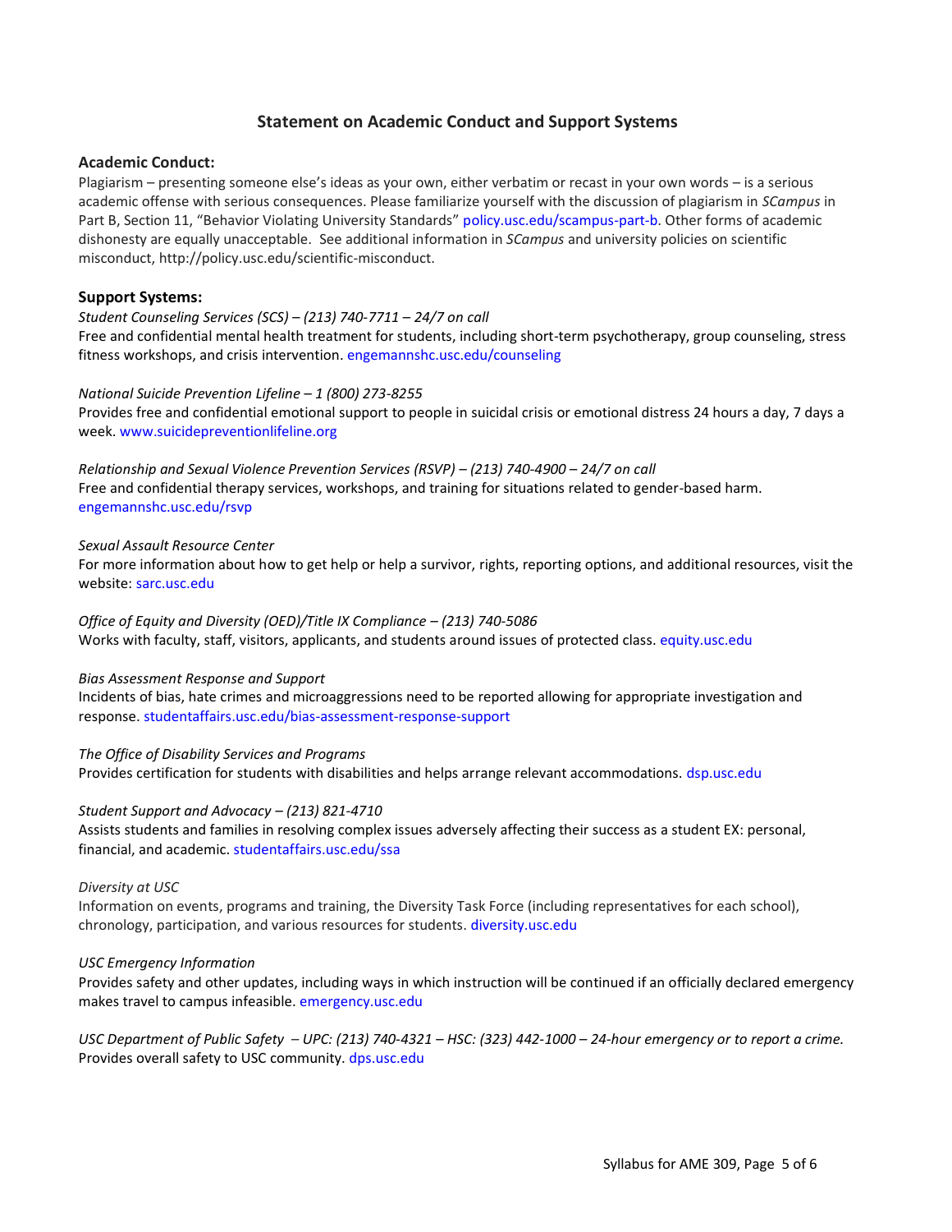## Statement on Academic Conduct and Support Systems

### Academic Conduct:

Plagiarism – presenting someone else's ideas as your own, either verbatim or recast in your own words – is a serious academic offense with serious consequences. Please familiarize yourself with the discussion of plagiarism in *SCampus* in Part B, Section 11, "Behavior Violating University Standards" policy.usc.edu/scampus-part-b. Other forms of academic dishonesty are equally unacceptable. See additional information in *SCampus* and university policies on scientific misconduct, http://policy.usc.edu/scientific-misconduct.

### Support Systems:

*Student Counseling Services (SCS) – (213) 740-7711 – 24/7 on call*
Free and confidential mental health treatment for students, including short-term psychotherapy, group counseling, stress fitness workshops, and crisis intervention. engemannshc.usc.edu/counseling

*National Suicide Prevention Lifeline – 1 (800) 273-8255*
Provides free and confidential emotional support to people in suicidal crisis or emotional distress 24 hours a day, 7 days a week. www.suicidepreventionlifeline.org

*Relationship and Sexual Violence Prevention Services (RSVP) – (213) 740-4900 – 24/7 on call*
Free and confidential therapy services, workshops, and training for situations related to gender-based harm. engemannshc.usc.edu/rsvp

*Sexual Assault Resource Center*
For more information about how to get help or help a survivor, rights, reporting options, and additional resources, visit the website: sarc.usc.edu

*Office of Equity and Diversity (OED)/Title IX Compliance – (213) 740-5086*
Works with faculty, staff, visitors, applicants, and students around issues of protected class. equity.usc.edu

*Bias Assessment Response and Support*
Incidents of bias, hate crimes and microaggressions need to be reported allowing for appropriate investigation and response. studentaffairs.usc.edu/bias-assessment-response-support

*The Office of Disability Services and Programs*
Provides certification for students with disabilities and helps arrange relevant accommodations. dsp.usc.edu

*Student Support and Advocacy – (213) 821-4710*
Assists students and families in resolving complex issues adversely affecting their success as a student EX: personal, financial, and academic. studentaffairs.usc.edu/ssa

*Diversity at USC*
Information on events, programs and training, the Diversity Task Force (including representatives for each school), chronology, participation, and various resources for students. diversity.usc.edu

*USC Emergency Information*
Provides safety and other updates, including ways in which instruction will be continued if an officially declared emergency makes travel to campus infeasible. emergency.usc.edu

*USC Department of Public Safety – UPC: (213) 740-4321 – HSC: (323) 442-1000 – 24-hour emergency or to report a crime.*
Provides overall safety to USC community. dps.usc.edu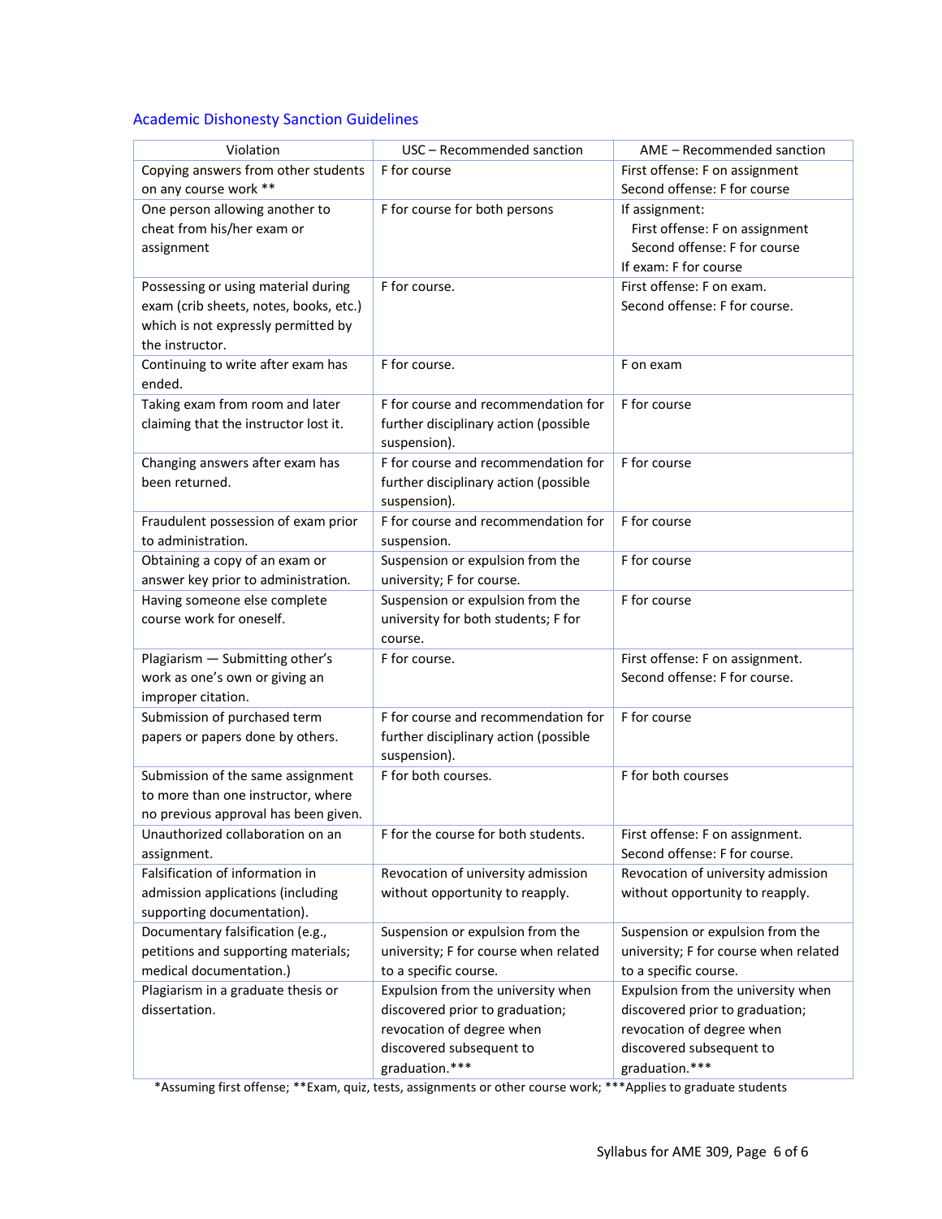## Academic Dishonesty Sanction Guidelines

| Violation | USC – Recommended sanction | AME – Recommended sanction |
| --- | --- | --- |
| Copying answers from other students on any course work ** | F for course | First offense: F on assignment<br>Second offense: F for course |
| One person allowing another to cheat from his/her exam or assignment | F for course for both persons | If assignment:<br>First offense: F on assignment<br>Second offense: F for course<br>If exam: F for course |
| Possessing or using material during exam (crib sheets, notes, books, etc.) which is not expressly permitted by the instructor. | F for course. | First offense: F on exam.<br>Second offense: F for course. |
| Continuing to write after exam has ended. | F for course. | F on exam |
| Taking exam from room and later claiming that the instructor lost it. | F for course and recommendation for further disciplinary action (possible suspension). | F for course |
| Changing answers after exam has been returned. | F for course and recommendation for further disciplinary action (possible suspension). | F for course |
| Fraudulent possession of exam prior to administration. | F for course and recommendation for suspension. | F for course |
| Obtaining a copy of an exam or answer key prior to administration. | Suspension or expulsion from the university; F for course. | F for course |
| Having someone else complete course work for oneself. | Suspension or expulsion from the university for both students; F for course. | F for course |
| Plagiarism — Submitting other's work as one's own or giving an improper citation. | F for course. | First offense: F on assignment.<br>Second offense: F for course. |
| Submission of purchased term papers or papers done by others. | F for course and recommendation for further disciplinary action (possible suspension). | F for course |
| Submission of the same assignment to more than one instructor, where no previous approval has been given. | F for both courses. | F for both courses |
| Unauthorized collaboration on an assignment. | F for the course for both students. | First offense: F on assignment.<br>Second offense: F for course. |
| Falsification of information in admission applications (including supporting documentation). | Revocation of university admission without opportunity to reapply. | Revocation of university admission without opportunity to reapply. |
| Documentary falsification (e.g., petitions and supporting materials; medical documentation.) | Suspension or expulsion from the university; F for course when related to a specific course. | Suspension or expulsion from the university; F for course when related to a specific course. |
| Plagiarism in a graduate thesis or dissertation. | Expulsion from the university when discovered prior to graduation; revocation of degree when discovered subsequent to graduation.*** | Expulsion from the university when discovered prior to graduation; revocation of degree when discovered subsequent to graduation.*** |

*Assuming first offense; **Exam, quiz, tests, assignments or other course work; ***Applies to graduate students